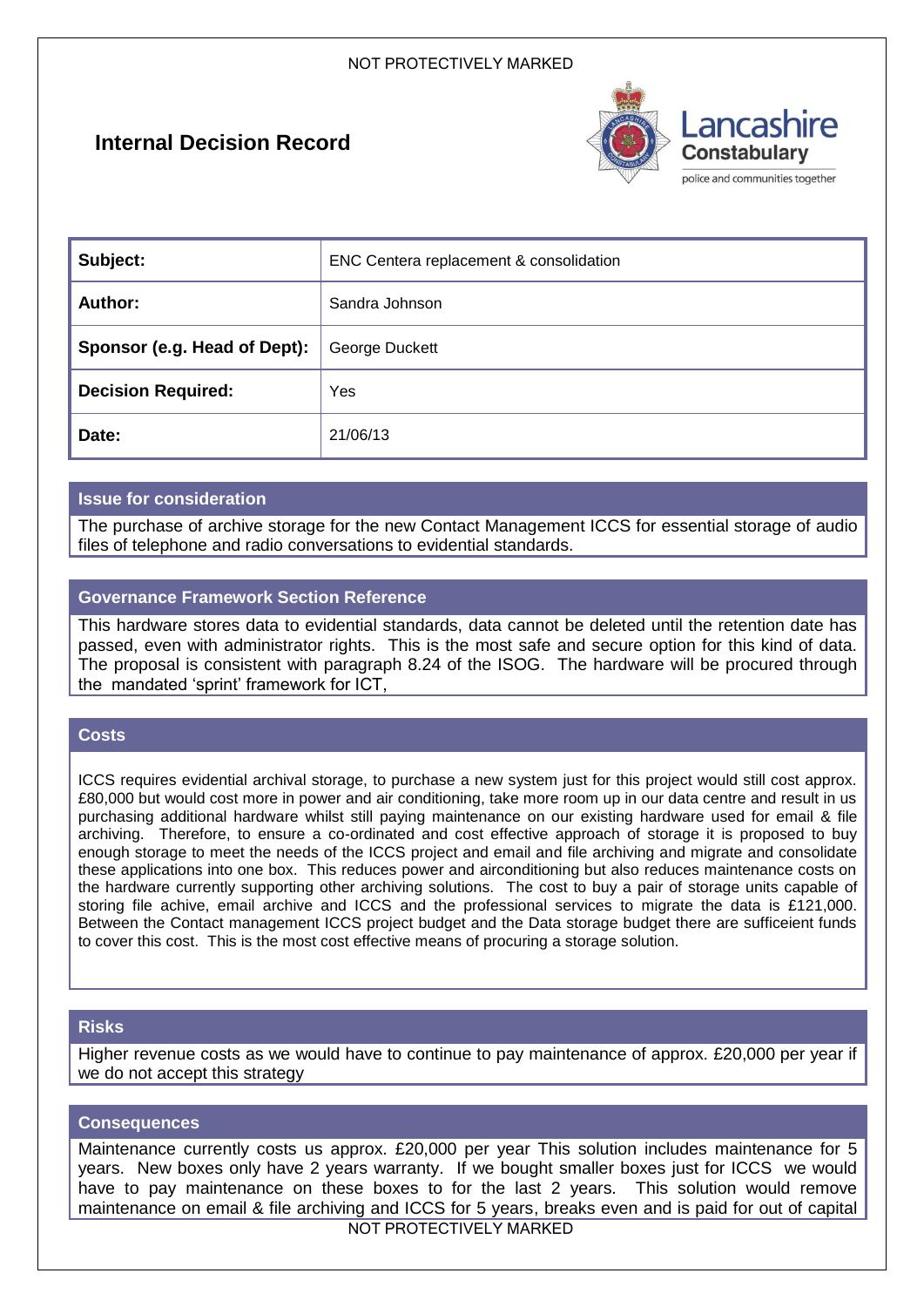# Internal Decision Record

| Subject: | ENC Centera replacement & consolidation |
|---|---|
| Author: | Sandra Johnson |
| Sponsor (e.g. Head of Dept): | George Duckett |
| Decision Required: | Yes |
| Date: | 21/06/13 |

## Issue for consideration

The purchase of archive storage for the new Contact Management ICCS for essential storage of audio files of telephone and radio conversations to evidential standards.

## Governance Framework Section Reference

This hardware stores data to evidential standards, data cannot be deleted until the retention date has passed, even with administrator rights. This is the most safe and secure option for this kind of data. The proposal is consistent with paragraph 8.24 of the ISOG. The hardware will be procured through the mandated 'sprint' framework for ICT,

## Costs

ICCS requires evidential archival storage, to purchase a new system just for this project would still cost approx. £80,000 but would cost more in power and air conditioning, take more room up in our data centre and result in us purchasing additional hardware whilst still paying maintenance on our existing hardware used for email & file archiving. Therefore, to ensure a co-ordinated and cost effective approach of storage it is proposed to buy enough storage to meet the needs of the ICCS project and email and file archiving and migrate and consolidate these applications into one box. This reduces power and airconditioning but also reduces maintenance costs on the hardware currently supporting other archiving solutions. The cost to buy a pair of storage units capable of storing file achive, email archive and ICCS and the professional services to migrate the data is £121,000. Between the Contact management ICCS project budget and the Data storage budget there are sufficeient funds to cover this cost. This is the most cost effective means of procuring a storage solution.

## Risks

Higher revenue costs as we would have to continue to pay maintenance of approx. £20,000 per year if we do not accept this strategy

## Consequences

Maintenance currently costs us approx. £20,000 per year This solution includes maintenance for 5 years. New boxes only have 2 years warranty. If we bought smaller boxes just for ICCS we would have to pay maintenance on these boxes to for the last 2 years. This solution would remove maintenance on email & file archiving and ICCS for 5 years, breaks even and is paid for out of capital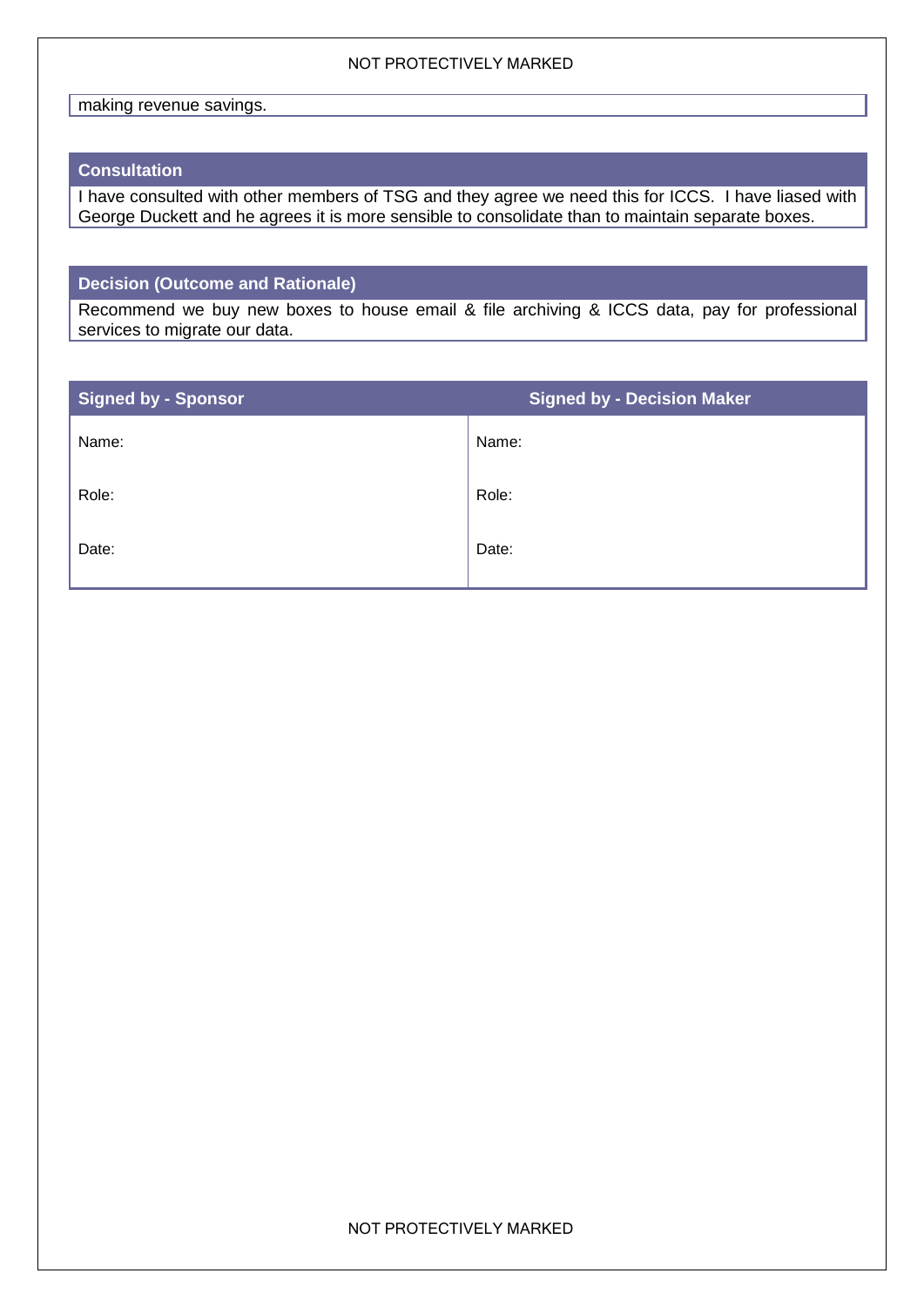making revenue savings.

## Consultation

I have consulted with other members of TSG and they agree we need this for ICCS.  I have liased with George Duckett and he agrees it is more sensible to consolidate than to maintain separate boxes.

## Decision (Outcome and Rationale)

Recommend we buy new boxes to house email & file archiving & ICCS data, pay for professional services to migrate our data.

| Signed by - Sponsor | Signed by - Decision Maker |
| --- | --- |
| Name: | Name: |
| Role: | Role: |
| Date: | Date: |